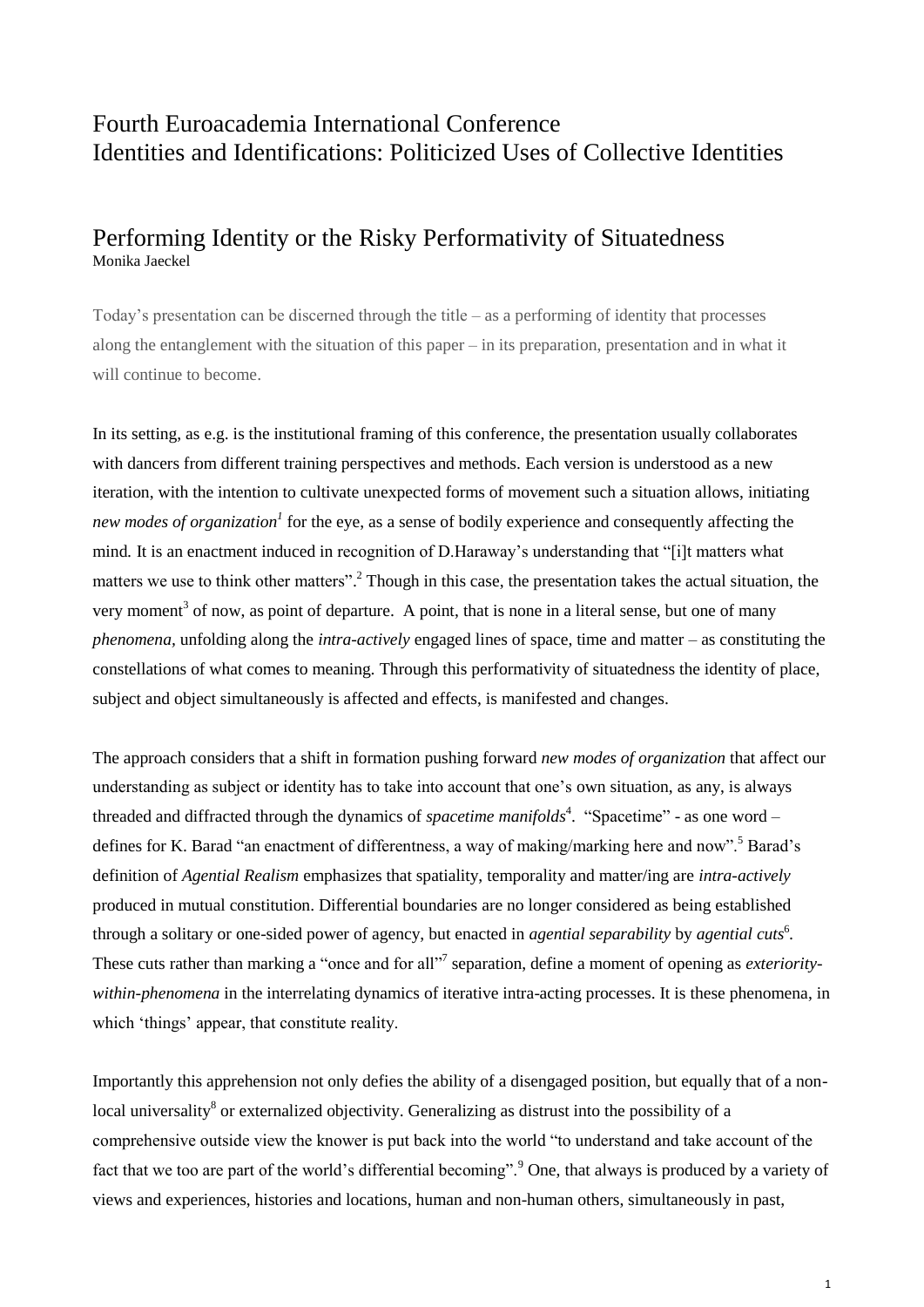# Fourth Euroacademia International Conference
# Identities and Identifications: Politicized Uses of Collective Identities

## Performing Identity or the Risky Performativity of Situatedness

Monika Jaeckel

Today's presentation can be discerned through the title – as a performing of identity that processes along the entanglement with the situation of this paper – in its preparation, presentation and in what it will continue to become.

In its setting, as e.g. is the institutional framing of this conference, the presentation usually collaborates with dancers from different training perspectives and methods. Each version is understood as a new iteration, with the intention to cultivate unexpected forms of movement such a situation allows, initiating *new modes of organization*[1] for the eye, as a sense of bodily experience and consequently affecting the mind. It is an enactment induced in recognition of D.Haraway's understanding that "[i]t matters what matters we use to think other matters".[2] Though in this case, the presentation takes the actual situation, the very moment[3] of now, as point of departure. A point, that is none in a literal sense, but one of many *phenomena*, unfolding along the *intra-actively* engaged lines of space, time and matter – as constituting the constellations of what comes to meaning. Through this performativity of situatedness the identity of place, subject and object simultaneously is affected and effects, is manifested and changes.

The approach considers that a shift in formation pushing forward *new modes of organization* that affect our understanding as subject or identity has to take into account that one's own situation, as any, is always threaded and diffracted through the dynamics of *spacetime manifolds*[4]. "Spacetime" - as one word – defines for K. Barad "an enactment of differentness, a way of making/marking here and now".[5] Barad's definition of *Agential Realism* emphasizes that spatiality, temporality and matter/ing are *intra-actively* produced in mutual constitution. Differential boundaries are no longer considered as being established through a solitary or one-sided power of agency, but enacted in *agential separability* by *agential cuts*[6]. These cuts rather than marking a "once and for all"[7] separation, define a moment of opening as *exteriority-within-phenomena* in the interrelating dynamics of iterative intra-acting processes. It is these phenomena, in which 'things' appear, that constitute reality.

Importantly this apprehension not only defies the ability of a disengaged position, but equally that of a non-local universality[8] or externalized objectivity. Generalizing as distrust into the possibility of a comprehensive outside view the knower is put back into the world "to understand and take account of the fact that we too are part of the world's differential becoming".[9] One, that always is produced by a variety of views and experiences, histories and locations, human and non-human others, simultaneously in past,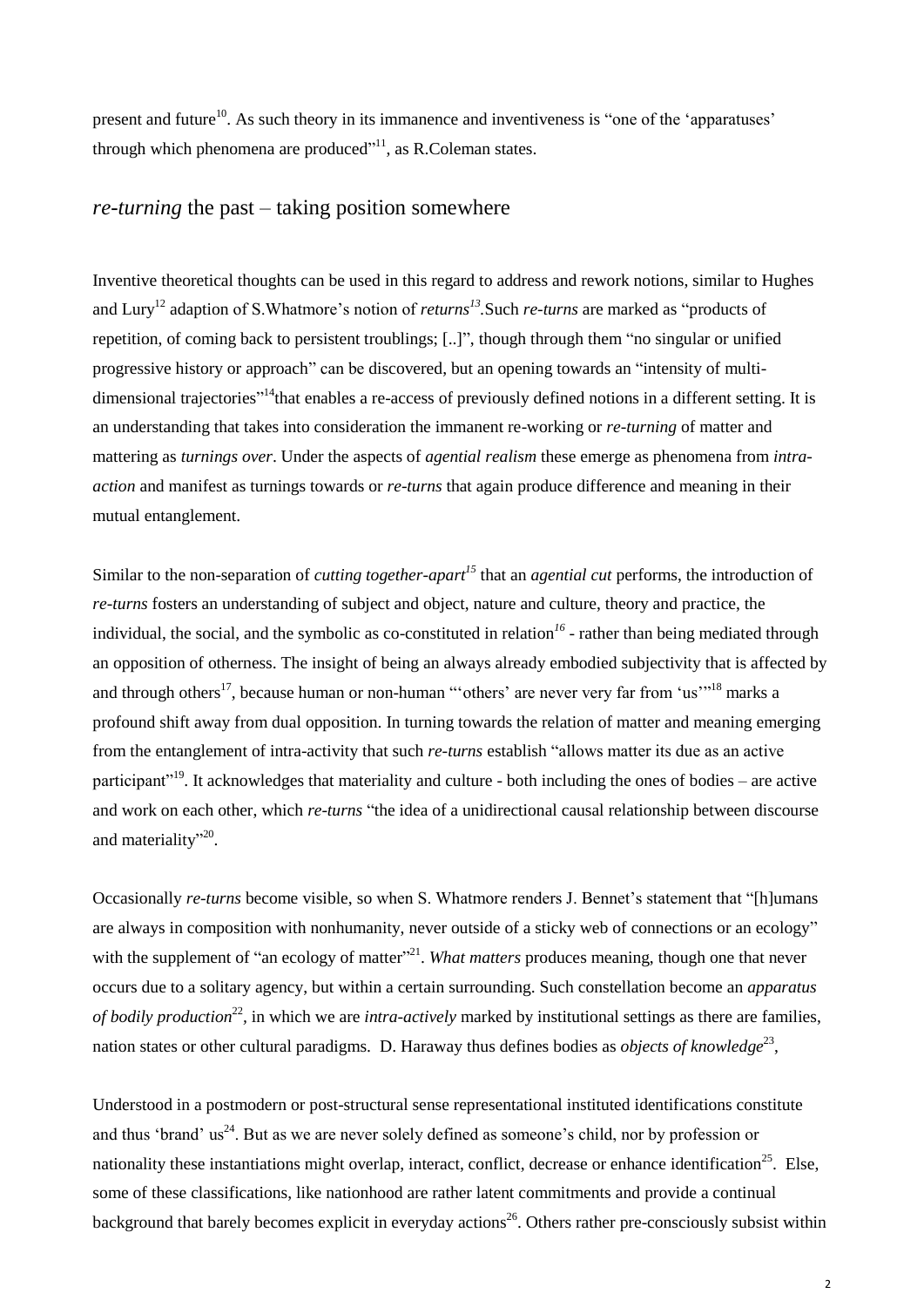present and future[10]. As such theory in its immanence and inventiveness is "one of the 'apparatuses' through which phenomena are produced"[11], as R.Coleman states.

## *re-turning* the past – taking position somewhere

Inventive theoretical thoughts can be used in this regard to address and rework notions, similar to Hughes and Lury[12] adaption of S.Whatmore's notion of *returns*[13].Such *re-turns* are marked as "products of repetition, of coming back to persistent troublings; [..]", though through them "no singular or unified progressive history or approach" can be discovered, but an opening towards an "intensity of multi-dimensional trajectories"[14]that enables a re-access of previously defined notions in a different setting. It is an understanding that takes into consideration the immanent re-working or *re-turning* of matter and mattering as *turnings over*. Under the aspects of *agential realism* these emerge as phenomena from *intra-action* and manifest as turnings towards or *re-turns* that again produce difference and meaning in their mutual entanglement.

Similar to the non-separation of *cutting together-apart*[15] that an *agential cut* performs, the introduction of *re-turns* fosters an understanding of subject and object, nature and culture, theory and practice, the individual, the social, and the symbolic as co-constituted in relation[16] - rather than being mediated through an opposition of otherness. The insight of being an always already embodied subjectivity that is affected by and through others[17], because human or non-human "'others' are never very far from 'us'"[18] marks a profound shift away from dual opposition. In turning towards the relation of matter and meaning emerging from the entanglement of intra-activity that such *re-turns* establish "allows matter its due as an active participant"[19]. It acknowledges that materiality and culture - both including the ones of bodies – are active and work on each other, which *re-turns* "the idea of a unidirectional causal relationship between discourse and materiality"[20].

Occasionally *re-turns* become visible, so when S. Whatmore renders J. Bennet's statement that "[h]umans are always in composition with nonhumanity, never outside of a sticky web of connections or an ecology" with the supplement of "an ecology of matter"[21]. *What matters* produces meaning, though one that never occurs due to a solitary agency, but within a certain surrounding. Such constellation become an *apparatus of bodily production*[22], in which we are *intra-actively* marked by institutional settings as there are families, nation states or other cultural paradigms. D. Haraway thus defines bodies as *objects of knowledge*[23],

Understood in a postmodern or post-structural sense representational instituted identifications constitute and thus 'brand' us[24]. But as we are never solely defined as someone's child, nor by profession or nationality these instantiations might overlap, interact, conflict, decrease or enhance identification[25]. Else, some of these classifications, like nationhood are rather latent commitments and provide a continual background that barely becomes explicit in everyday actions[26]. Others rather pre-consciously subsist within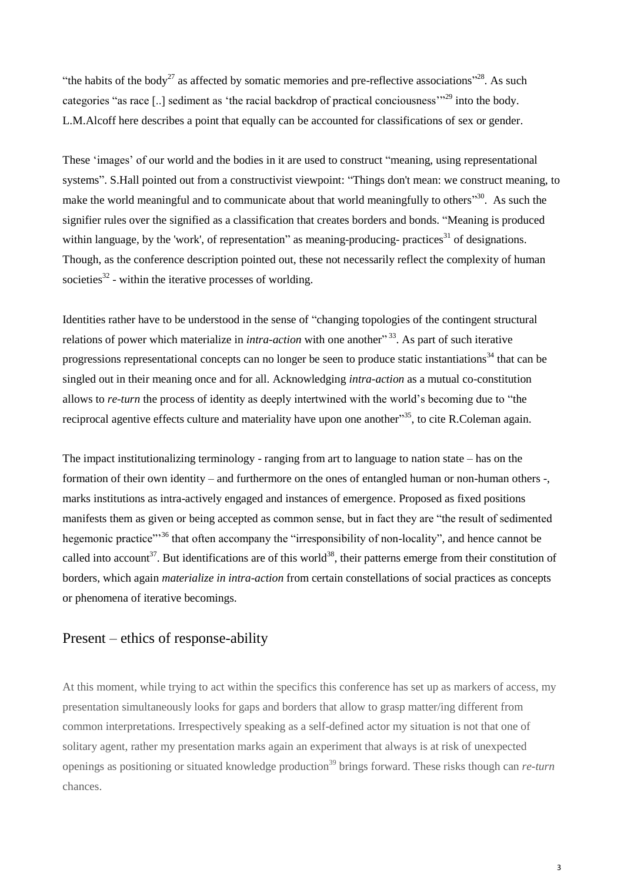"the habits of the body[27] as affected by somatic memories and pre-reflective associations"[28]. As such categories "as race [..] sediment as 'the racial backdrop of practical conciousness'"[29] into the body. L.M.Alcoff here describes a point that equally can be accounted for classifications of sex or gender.

These 'images' of our world and the bodies in it are used to construct "meaning, using representational systems". S.Hall pointed out from a constructivist viewpoint: "Things don't mean: we construct meaning, to make the world meaningful and to communicate about that world meaningfully to others"[30]. As such the signifier rules over the signified as a classification that creates borders and bonds. "Meaning is produced within language, by the 'work', of representation" as meaning-producing- practices[31] of designations. Though, as the conference description pointed out, these not necessarily reflect the complexity of human societies[32] - within the iterative processes of worlding.

Identities rather have to be understood in the sense of "changing topologies of the contingent structural relations of power which materialize in *intra-action* with one another"[33]. As part of such iterative progressions representational concepts can no longer be seen to produce static instantiations[34] that can be singled out in their meaning once and for all. Acknowledging *intra-action* as a mutual co-constitution allows to *re-turn* the process of identity as deeply intertwined with the world's becoming due to "the reciprocal agentive effects culture and materiality have upon one another"[35], to cite R.Coleman again.

The impact institutionalizing terminology - ranging from art to language to nation state – has on the formation of their own identity – and furthermore on the ones of entangled human or non-human others -, marks institutions as intra-actively engaged and instances of emergence. Proposed as fixed positions manifests them as given or being accepted as common sense, but in fact they are "the result of sedimented hegemonic practice"'[36] that often accompany the "irresponsibility of non-locality", and hence cannot be called into account[37]. But identifications are of this world[38], their patterns emerge from their constitution of borders, which again *materialize in intra-action* from certain constellations of social practices as concepts or phenomena of iterative becomings.

## Present – ethics of response-ability

At this moment, while trying to act within the specifics this conference has set up as markers of access, my presentation simultaneously looks for gaps and borders that allow to grasp matter/ing different from common interpretations. Irrespectively speaking as a self-defined actor my situation is not that one of solitary agent, rather my presentation marks again an experiment that always is at risk of unexpected openings as positioning or situated knowledge production[39] brings forward. These risks though can *re-turn* chances.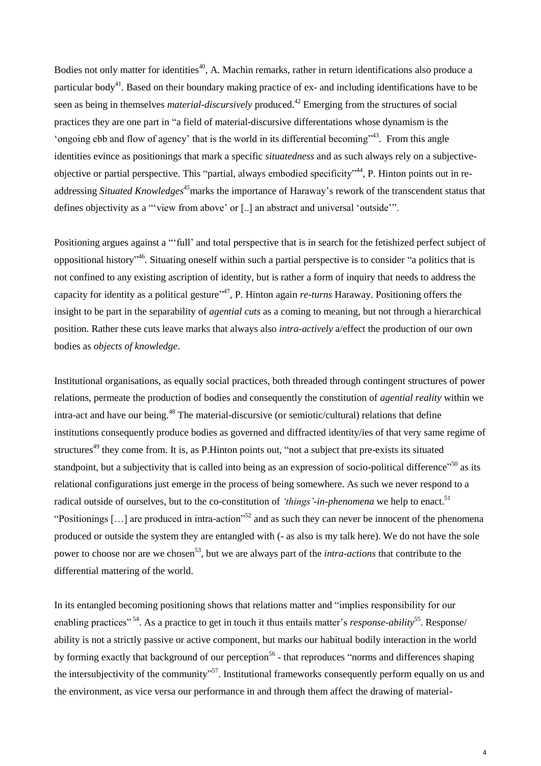Bodies not only matter for identities[40], A. Machin remarks, rather in return identifications also produce a particular body[41]. Based on their boundary making practice of ex- and including identifications have to be seen as being in themselves *material-discursively* produced.[42] Emerging from the structures of social practices they are one part in "a field of material-discursive differentations whose dynamism is the 'ongoing ebb and flow of agency' that is the world in its differential becoming"[43]. From this angle identities evince as positionings that mark a specific *situatedness* and as such always rely on a subjective-objective or partial perspective. This "partial, always embodied specificity"[44], P. Hinton points out in re-addressing *Situated Knowledges*[45] marks the importance of Haraway's rework of the transcendent status that defines objectivity as a "'view from above' or [..] an abstract and universal 'outside'".

Positioning argues against a "'full' and total perspective that is in search for the fetishized perfect subject of oppositional history"[46]. Situating oneself within such a partial perspective is to consider "a politics that is not confined to any existing ascription of identity, but is rather a form of inquiry that needs to address the capacity for identity as a political gesture"[47], P. Hinton again *re-turns* Haraway. Positioning offers the insight to be part in the separability of *agential cuts* as a coming to meaning, but not through a hierarchical position. Rather these cuts leave marks that always also *intra-actively* a/effect the production of our own bodies as *objects of knowledge*.

Institutional organisations, as equally social practices, both threaded through contingent structures of power relations, permeate the production of bodies and consequently the constitution of *agential reality* within we intra-act and have our being.[48] The material-discursive (or semiotic/cultural) relations that define institutions consequently produce bodies as governed and diffracted identity/ies of that very same regime of structures[49] they come from. It is, as P.Hinton points out, "not a subject that pre-exists its situated standpoint, but a subjectivity that is called into being as an expression of socio-political difference"[50] as its relational configurations just emerge in the process of being somewhere. As such we never respond to a radical outside of ourselves, but to the co-constitution of *'things'-in-phenomena* we help to enact.[51] "Positionings […] are produced in intra-action"[52] and as such they can never be innocent of the phenomena produced or outside the system they are entangled with (- as also is my talk here). We do not have the sole power to choose nor are we chosen[53], but we are always part of the *intra-actions* that contribute to the differential mattering of the world.

In its entangled becoming positioning shows that relations matter and "implies responsibility for our enabling practices"[54]. As a practice to get in touch it thus entails matter's *response-ability*[55]. Response/ ability is not a strictly passive or active component, but marks our habitual bodily interaction in the world by forming exactly that background of our perception[56] - that reproduces "norms and differences shaping the intersubjectivity of the community"[57]. Institutional frameworks consequently perform equally on us and the environment, as vice versa our performance in and through them affect the drawing of material-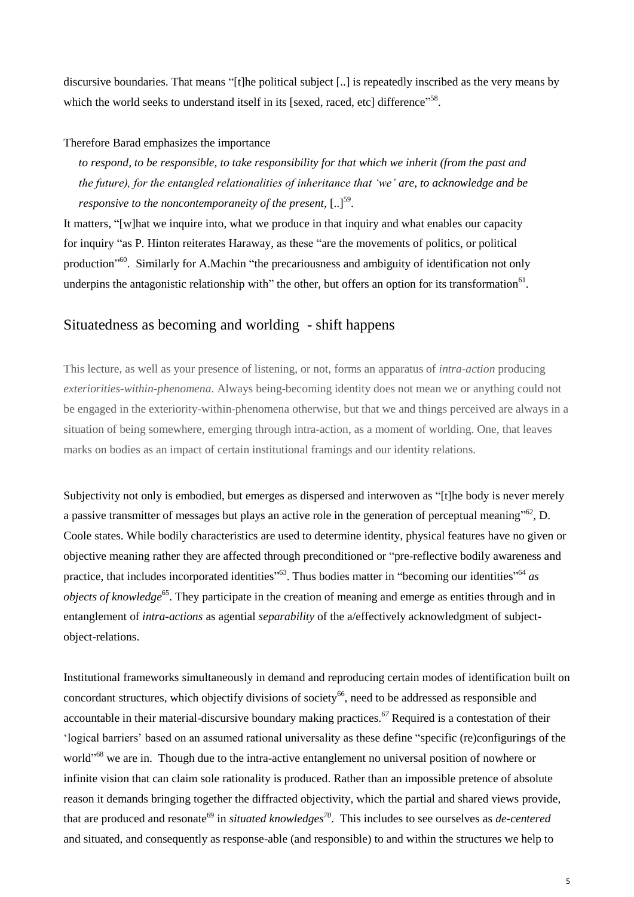discursive boundaries. That means "[t]he political subject [..] is repeatedly inscribed as the very means by which the world seeks to understand itself in its [sexed, raced, etc] difference"[58].

Therefore Barad emphasizes the importance

> *to respond, to be responsible, to take responsibility for that which we inherit (from the past and the future), for the entangled relationalities of inheritance that 'we' are, to acknowledge and be responsive to the noncontemporaneity of the present,* [..][59].

It matters, "[w]hat we inquire into, what we produce in that inquiry and what enables our capacity for inquiry "as P. Hinton reiterates Haraway, as these "are the movements of politics, or political production"[60]. Similarly for A.Machin "the precariousness and ambiguity of identification not only underpins the antagonistic relationship with" the other, but offers an option for its transformation[61].

## Situatedness as becoming and worlding - shift happens

This lecture, as well as your presence of listening, or not, forms an apparatus of *intra-action* producing *exteriorities-within-phenomena*. Always being-becoming identity does not mean we or anything could not be engaged in the exteriority-within-phenomena otherwise, but that we and things perceived are always in a situation of being somewhere, emerging through intra-action, as a moment of worlding. One, that leaves marks on bodies as an impact of certain institutional framings and our identity relations.

Subjectivity not only is embodied, but emerges as dispersed and interwoven as "[t]he body is never merely a passive transmitter of messages but plays an active role in the generation of perceptual meaning"[62], D. Coole states. While bodily characteristics are used to determine identity, physical features have no given or objective meaning rather they are affected through preconditioned or "pre-reflective bodily awareness and practice, that includes incorporated identities"[63]. Thus bodies matter in "becoming our identities"[64] *as objects of knowledge*[65]. They participate in the creation of meaning and emerge as entities through and in entanglement of *intra-actions* as agential *separability* of the a/effectively acknowledgment of subject-object-relations.

Institutional frameworks simultaneously in demand and reproducing certain modes of identification built on concordant structures, which objectify divisions of society[66], need to be addressed as responsible and accountable in their material-discursive boundary making practices.[67] Required is a contestation of their 'logical barriers' based on an assumed rational universality as these define "specific (re)configurings of the world"[68] we are in. Though due to the intra-active entanglement no universal position of nowhere or infinite vision that can claim sole rationality is produced. Rather than an impossible pretence of absolute reason it demands bringing together the diffracted objectivity, which the partial and shared views provide, that are produced and resonate[69] in *situated knowledges*[70]. This includes to see ourselves as *de-centered* and situated, and consequently as response-able (and responsible) to and within the structures we help to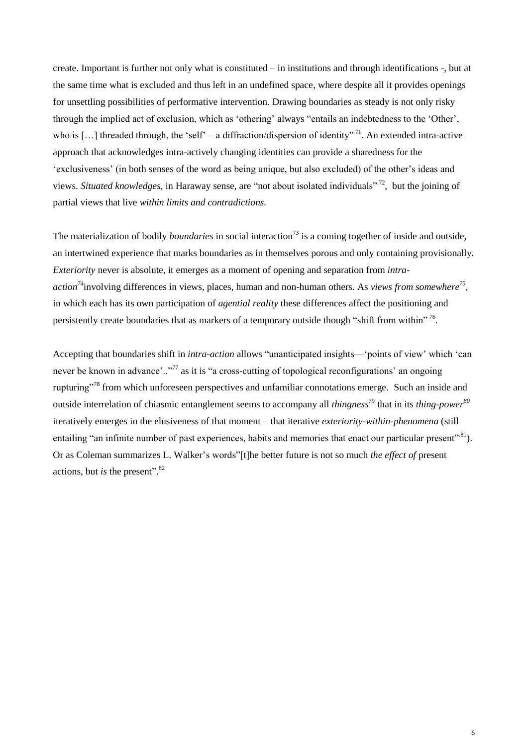create. Important is further not only what is constituted – in institutions and through identifications -, but at the same time what is excluded and thus left in an undefined space, where despite all it provides openings for unsettling possibilities of performative intervention. Drawing boundaries as steady is not only risky through the implied act of exclusion, which as 'othering' always "entails an indebtedness to the 'Other', who is […] threaded through, the 'self' – a diffraction/dispersion of identity" [71]. An extended intra-active approach that acknowledges intra-actively changing identities can provide a sharedness for the 'exclusiveness' (in both senses of the word as being unique, but also excluded) of the other's ideas and views. *Situated knowledges,* in Haraway sense, are "not about isolated individuals" [72], but the joining of partial views that live *within limits and contradictions.*

The materialization of bodily *boundaries* in social interaction[73] is a coming together of inside and outside, an intertwined experience that marks boundaries as in themselves porous and only containing provisionally. *Exteriority* never is absolute, it emerges as a moment of opening and separation from *intra-action*[74]involving differences in views, places, human and non-human others. As *views from somewhere*[75], in which each has its own participation of *agential reality* these differences affect the positioning and persistently create boundaries that as markers of a temporary outside though "shift from within" [76].

Accepting that boundaries shift in *intra-action* allows "unanticipated insights—'points of view' which 'can never be known in advance'.."[77] as it is "a cross-cutting of topological reconfigurations' an ongoing rupturing"[78] from which unforeseen perspectives and unfamiliar connotations emerge. Such an inside and outside interrelation of chiasmic entanglement seems to accompany all *thingness*[79] that in its *thing-power*[80] iteratively emerges in the elusiveness of that moment – that iterative *exteriority-within-phenomena* (still entailing "an infinite number of past experiences, habits and memories that enact our particular present".[81]). Or as Coleman summarizes L. Walker's words"[t]he better future is not so much *the effect of* present actions, but *is* the present".[82]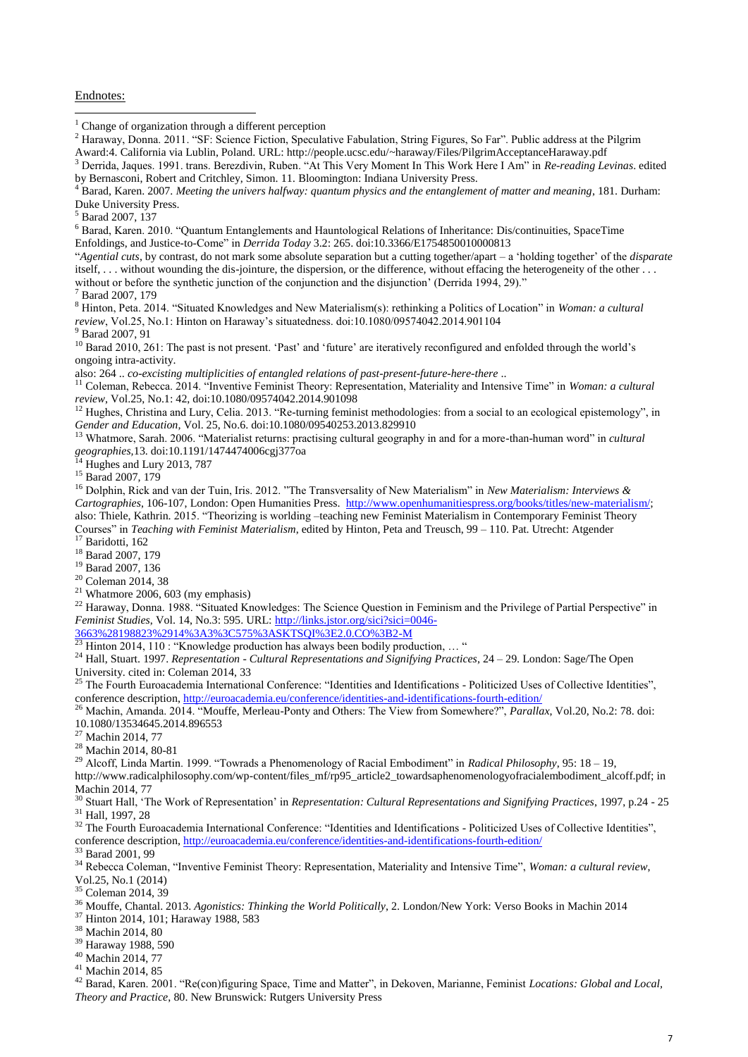Endnotes:

[1] Change of organization through a different perception

[2] Haraway, Donna. 2011. "SF: Science Fiction, Speculative Fabulation, String Figures, So Far". Public address at the Pilgrim Award:4. California via Lublin, Poland. URL: http://people.ucsc.edu/~haraway/Files/PilgrimAcceptanceHaraway.pdf

[3] Derrida, Jaques. 1991. trans. Berezdivin, Ruben. "At This Very Moment In This Work Here I Am" in *Re-reading Levinas*. edited by Bernasconi, Robert and Critchley, Simon. 11. Bloomington: Indiana University Press.

[4] Barad, Karen. 2007. *Meeting the univers halfway: quantum physics and the entanglement of matter and meaning*, 181. Durham: Duke University Press.

[5] Barad 2007, 137

[6] Barad, Karen. 2010. "Quantum Entanglements and Hauntological Relations of Inheritance: Dis/continuities, SpaceTime Enfoldings, and Justice-to-Come" in *Derrida Today* 3.2: 265. doi:10.3366/E1754850010000813

"*Agential cuts*, by contrast, do not mark some absolute separation but a cutting together/apart – a 'holding together' of the *disparate* itself, . . . without wounding the dis-jointure, the dispersion, or the difference, without effacing the heterogeneity of the other . . . without or before the synthetic junction of the conjunction and the disjunction' (Derrida 1994, 29)."

[7] Barad 2007, 179

[8] Hinton, Peta. 2014. "Situated Knowledges and New Materialism(s): rethinking a Politics of Location" in *Woman: a cultural review*, Vol.25, No.1: Hinton on Haraway's situatedness. doi:10.1080/09574042.2014.901104

[9] Barad 2007, 91

[10] Barad 2010, 261: The past is not present. 'Past' and 'future' are iteratively reconfigured and enfolded through the world's ongoing intra-activity.

also: 264 .. *co-excisting multiplicities of entangled relations of past-present-future-here-there* ..

[11] Coleman, Rebecca. 2014. "Inventive Feminist Theory: Representation, Materiality and Intensive Time" in *Woman: a cultural review*, Vol.25, No.1: 42, doi:10.1080/09574042.2014.901098

[12] Hughes, Christina and Lury, Celia. 2013. "Re-turning feminist methodologies: from a social to an ecological epistemology", in *Gender and Education*, Vol. 25, No.6. doi:10.1080/09540253.2013.829910

[13] Whatmore, Sarah. 2006. "Materialist returns: practising cultural geography in and for a more-than-human word" in *cultural geographies*,13. doi:10.1191/1474474006cgj377oa

[14] Hughes and Lury 2013, 787

[15] Barad 2007, 179

[16] Dolphin, Rick and van der Tuin, Iris. 2012. "The Transversality of New Materialism" in *New Materialism: Interviews & Cartographies*, 106-107, London: Open Humanities Press. http://www.openhumanitiespress.org/books/titles/new-materialism/; also: Thiele, Kathrin. 2015. "Theorizing is worlding –teaching new Feminist Materialism in Contemporary Feminist Theory Courses" in *Teaching with Feminist Materialism*, edited by Hinton, Peta and Treusch, 99 – 110. Pat. Utrecht: Atgender

[17] Baridotti, 162

[18] Barad 2007, 179

[19] Barad 2007, 136

[20] Coleman 2014, 38

[21] Whatmore 2006, 603 (my emphasis)

[22] Haraway, Donna. 1988. "Situated Knowledges: The Science Question in Feminism and the Privilege of Partial Perspective" in *Feminist Studies*, Vol. 14, No.3: 595. URL: http://links.jstor.org/sici?sici=0046-3663%28198823%2914%3A3%3C575%3ASKTSQI%3E2.0.CO%3B2-M

[23] Hinton 2014, 110 : "Knowledge production has always been bodily production, … "

[24] Hall, Stuart. 1997. *Representation - Cultural Representations and Signifying Practices*, 24 – 29. London: Sage/The Open University. cited in: Coleman 2014, 33

[25] The Fourth Euroacademia International Conference: "Identities and Identifications - Politicized Uses of Collective Identities", conference description, http://euroacademia.eu/conference/identities-and-identifications-fourth-edition/

[26] Machin, Amanda. 2014. "Mouffe, Merleau-Ponty and Others: The View from Somewhere?", *Parallax*, Vol.20, No.2: 78. doi: 10.1080/13534645.2014.896553

[27] Machin 2014, 77

[28] Machin 2014, 80-81

[29] Alcoff, Linda Martin. 1999. "Towrads a Phenomenology of Racial Embodiment" in *Radical Philosophy*, 95: 18 – 19, http://www.radicalphilosophy.com/wp-content/files_mf/rp95_article2_towardsaphenomenologyofracialembodiment_alcoff.pdf; in Machin 2014, 77

[30] Stuart Hall, 'The Work of Representation' in *Representation: Cultural Representations and Signifying Practices*, 1997, p.24 - 25

[31] Hall, 1997, 28

[32] The Fourth Euroacademia International Conference: "Identities and Identifications - Politicized Uses of Collective Identities", conference description, http://euroacademia.eu/conference/identities-and-identifications-fourth-edition/

[33] Barad 2001, 99

[34] Rebecca Coleman, "Inventive Feminist Theory: Representation, Materiality and Intensive Time", *Woman: a cultural review*, Vol.25, No.1 (2014)

[35] Coleman 2014, 39

[36] Mouffe, Chantal. 2013. *Agonistics: Thinking the World Politically*, 2. London/New York: Verso Books in Machin 2014

[37] Hinton 2014, 101; Haraway 1988, 583

[38] Machin 2014, 80

[39] Haraway 1988, 590

[40] Machin 2014, 77

[41] Machin 2014, 85

[42] Barad, Karen. 2001. "Re(con)figuring Space, Time and Matter", in Dekoven, Marianne, Feminist *Locations: Global and Local, Theory and Practice*, 80. New Brunswick: Rutgers University Press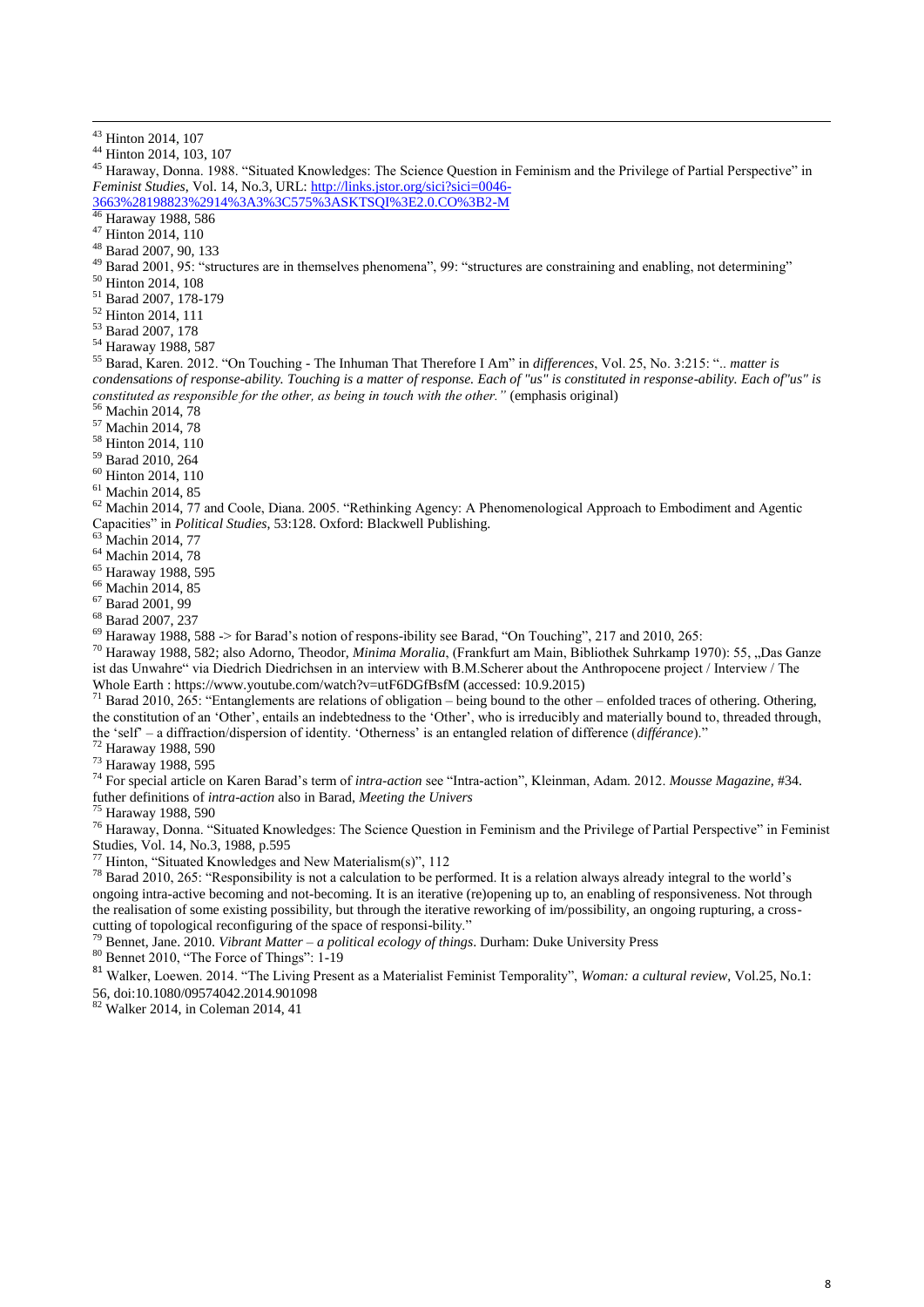[43] Hinton 2014, 107

[44] Hinton 2014, 103, 107

[45] Haraway, Donna. 1988. "Situated Knowledges: The Science Question in Feminism and the Privilege of Partial Perspective" in *Feminist Studies*, Vol. 14, No.3, URL: http://links.jstor.org/sici?sici=0046-3663%28198823%2914%3A3%3C575%3ASKTSQI%3E2.0.CO%3B2-M

[46] Haraway 1988, 586

[47] Hinton 2014, 110

[48] Barad 2007, 90, 133

[49] Barad 2001, 95: "structures are in themselves phenomena", 99: "structures are constraining and enabling, not determining"

[50] Hinton 2014, 108

[51] Barad 2007, 178-179

[52] Hinton 2014, 111

[53] Barad 2007, 178

[54] Haraway 1988, 587

[55] Barad, Karen. 2012. "On Touching - The Inhuman That Therefore I Am" in *differences*, Vol. 25, No. 3:215: ".. *matter is condensations of response-ability. Touching is a matter of response. Each of "us" is constituted in response-ability. Each of"us" is constituted as responsible for the other, as being in touch with the other."* (emphasis original)

[56] Machin 2014, 78

[57] Machin 2014, 78

[58] Hinton 2014, 110

[59] Barad 2010, 264

[60] Hinton 2014, 110

[61] Machin 2014, 85

[62] Machin 2014, 77 and Coole, Diana. 2005. "Rethinking Agency: A Phenomenological Approach to Embodiment and Agentic Capacities" in *Political Studies*, 53:128. Oxford: Blackwell Publishing.

[63] Machin 2014, 77

[64] Machin 2014, 78

[65] Haraway 1988, 595

[66] Machin 2014, 85

[67] Barad 2001, 99

[68] Barad 2007, 237

[69] Haraway 1988, 588 -> for Barad's notion of respons-ibility see Barad, "On Touching", 217 and 2010, 265:

[70] Haraway 1988, 582; also Adorno, Theodor, *Minima Moralia*, (Frankfurt am Main, Bibliothek Suhrkamp 1970): 55, „Das Ganze ist das Unwahre" via Diedrich Diedrichsen in an interview with B.M.Scherer about the Anthropocene project / Interview / The Whole Earth : https://www.youtube.com/watch?v=utF6DGfBsfM (accessed: 10.9.2015)

[71] Barad 2010, 265: "Entanglements are relations of obligation – being bound to the other – enfolded traces of othering. Othering, the constitution of an 'Other', entails an indebtedness to the 'Other', who is irreducibly and materially bound to, threaded through, the 'self' – a diffraction/dispersion of identity. 'Otherness' is an entangled relation of difference (*différance*)."

[72] Haraway 1988, 590

[73] Haraway 1988, 595

[74] For special article on Karen Barad's term of *intra-action* see "Intra-action", Kleinman, Adam. 2012. *Mousse Magazine*, #34. futher definitions of *intra-action* also in Barad, *Meeting the Univers*

[75] Haraway 1988, 590

[76] Haraway, Donna. "Situated Knowledges: The Science Question in Feminism and the Privilege of Partial Perspective" in Feminist Studies, Vol. 14, No.3, 1988, p.595

[77] Hinton, "Situated Knowledges and New Materialism(s)", 112

[78] Barad 2010, 265: "Responsibility is not a calculation to be performed. It is a relation always already integral to the world's ongoing intra-active becoming and not-becoming. It is an iterative (re)opening up to, an enabling of responsiveness. Not through the realisation of some existing possibility, but through the iterative reworking of im/possibility, an ongoing rupturing, a cross-cutting of topological reconfiguring of the space of responsi-bility."

[79] Bennet, Jane. 2010. *Vibrant Matter – a political ecology of things*. Durham: Duke University Press

[80] Bennet 2010, "The Force of Things": 1-19

[81] Walker, Loewen. 2014. "The Living Present as a Materialist Feminist Temporality", *Woman: a cultural review*, Vol.25, No.1: 56, doi:10.1080/09574042.2014.901098

[82] Walker 2014, in Coleman 2014, 41